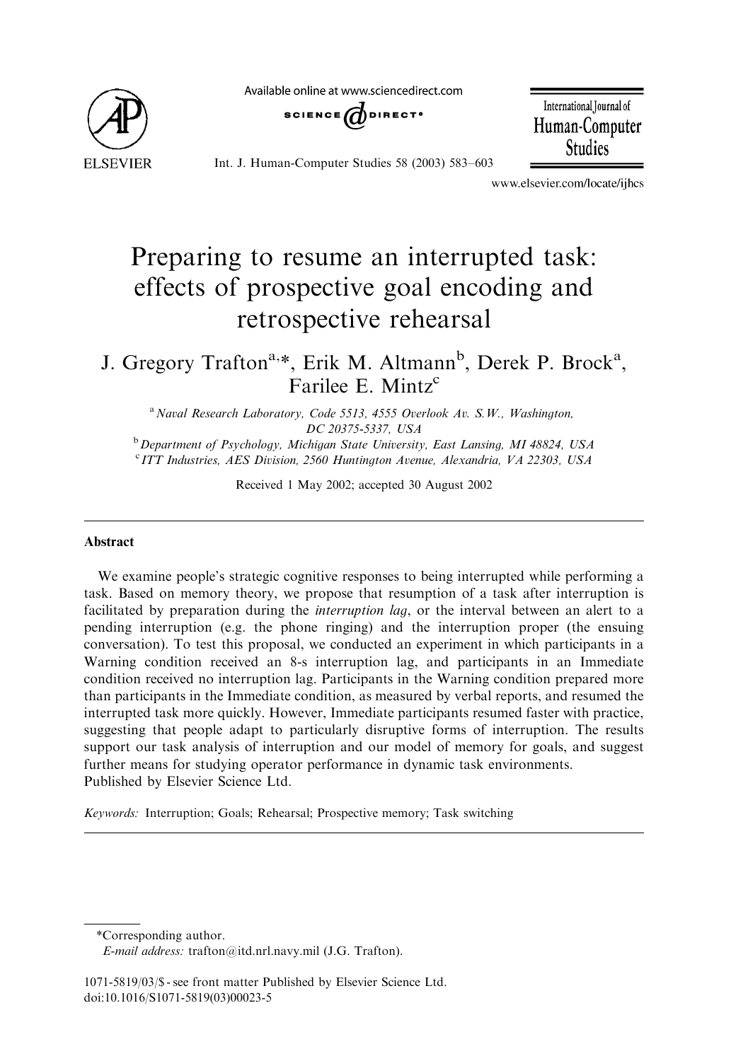# Preparing to resume an interrupted task: effects of prospective goal encoding and retrospective rehearsal

J. Gregory Trafton[a,*], Erik M. Altmann[b], Derek P. Brock[a], Farilee E. Mintz[c]

[a] *Naval Research Laboratory, Code 5513, 4555 Overlook Av. S.W., Washington, DC 20375-5337, USA*

[b] *Department of Psychology, Michigan State University, East Lansing, MI 48824, USA*

[c] *ITT Industries, AES Division, 2560 Huntington Avenue, Alexandria, VA 22303, USA*

Received 1 May 2002; accepted 30 August 2002

## Abstract

We examine people's strategic cognitive responses to being interrupted while performing a task. Based on memory theory, we propose that resumption of a task after interruption is facilitated by preparation during the *interruption lag*, or the interval between an alert to a pending interruption (e.g. the phone ringing) and the interruption proper (the ensuing conversation). To test this proposal, we conducted an experiment in which participants in a Warning condition received an 8-s interruption lag, and participants in an Immediate condition received no interruption lag. Participants in the Warning condition prepared more than participants in the Immediate condition, as measured by verbal reports, and resumed the interrupted task more quickly. However, Immediate participants resumed faster with practice, suggesting that people adapt to particularly disruptive forms of interruption. The results support our task analysis of interruption and our model of memory for goals, and suggest further means for studying operator performance in dynamic task environments.

Published by Elsevier Science Ltd.

*Keywords:* Interruption; Goals; Rehearsal; Prospective memory; Task switching

*Corresponding author.

*E-mail address:* trafton@itd.nrl.navy.mil (J.G. Trafton).

1071-5819/03/$ - see front matter Published by Elsevier Science Ltd.
doi:10.1016/S1071-5819(03)00023-5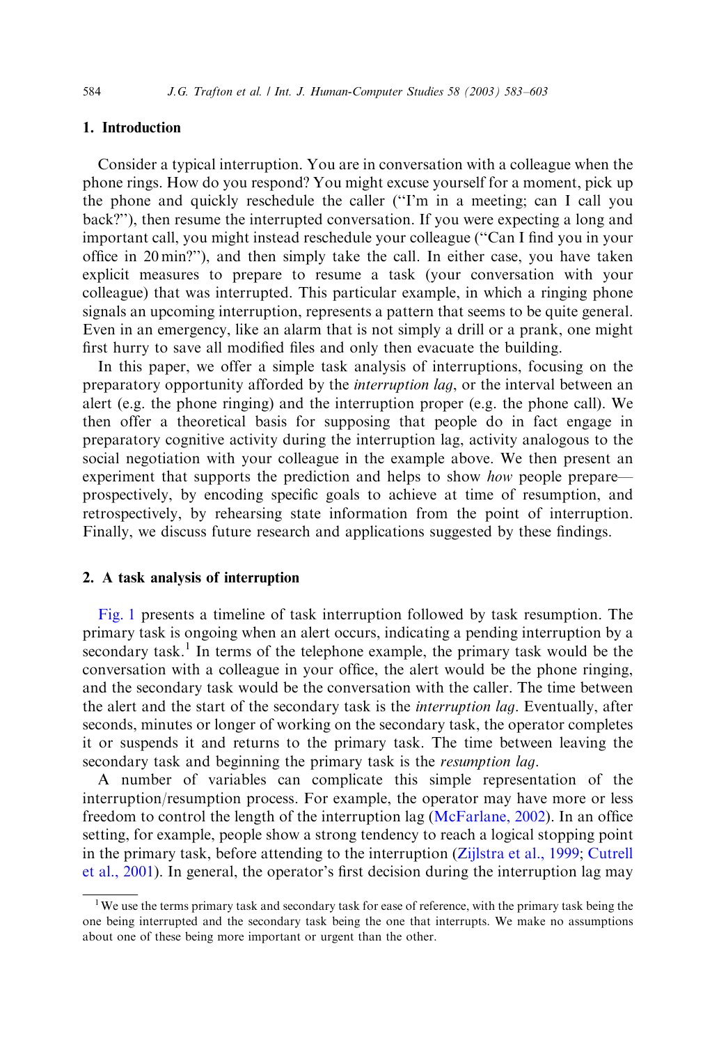## 1. Introduction

Consider a typical interruption. You are in conversation with a colleague when the phone rings. How do you respond? You might excuse yourself for a moment, pick up the phone and quickly reschedule the caller ("I'm in a meeting; can I call you back?"), then resume the interrupted conversation. If you were expecting a long and important call, you might instead reschedule your colleague ("Can I find you in your office in 20 min?"), and then simply take the call. In either case, you have taken explicit measures to prepare to resume a task (your conversation with your colleague) that was interrupted. This particular example, in which a ringing phone signals an upcoming interruption, represents a pattern that seems to be quite general. Even in an emergency, like an alarm that is not simply a drill or a prank, one might first hurry to save all modified files and only then evacuate the building.

In this paper, we offer a simple task analysis of interruptions, focusing on the preparatory opportunity afforded by the *interruption lag*, or the interval between an alert (e.g. the phone ringing) and the interruption proper (e.g. the phone call). We then offer a theoretical basis for supposing that people do in fact engage in preparatory cognitive activity during the interruption lag, activity analogous to the social negotiation with your colleague in the example above. We then present an experiment that supports the prediction and helps to show *how* people prepare—prospectively, by encoding specific goals to achieve at time of resumption, and retrospectively, by rehearsing state information from the point of interruption. Finally, we discuss future research and applications suggested by these findings.

## 2. A task analysis of interruption

Fig. 1 presents a timeline of task interruption followed by task resumption. The primary task is ongoing when an alert occurs, indicating a pending interruption by a secondary task.[1] In terms of the telephone example, the primary task would be the conversation with a colleague in your office, the alert would be the phone ringing, and the secondary task would be the conversation with the caller. The time between the alert and the start of the secondary task is the *interruption lag*. Eventually, after seconds, minutes or longer of working on the secondary task, the operator completes it or suspends it and returns to the primary task. The time between leaving the secondary task and beginning the primary task is the *resumption lag*.

A number of variables can complicate this simple representation of the interruption/resumption process. For example, the operator may have more or less freedom to control the length of the interruption lag (McFarlane, 2002). In an office setting, for example, people show a strong tendency to reach a logical stopping point in the primary task, before attending to the interruption (Zijlstra et al., 1999; Cutrell et al., 2001). In general, the operator's first decision during the interruption lag may

[1] We use the terms primary task and secondary task for ease of reference, with the primary task being the one being interrupted and the secondary task being the one that interrupts. We make no assumptions about one of these being more important or urgent than the other.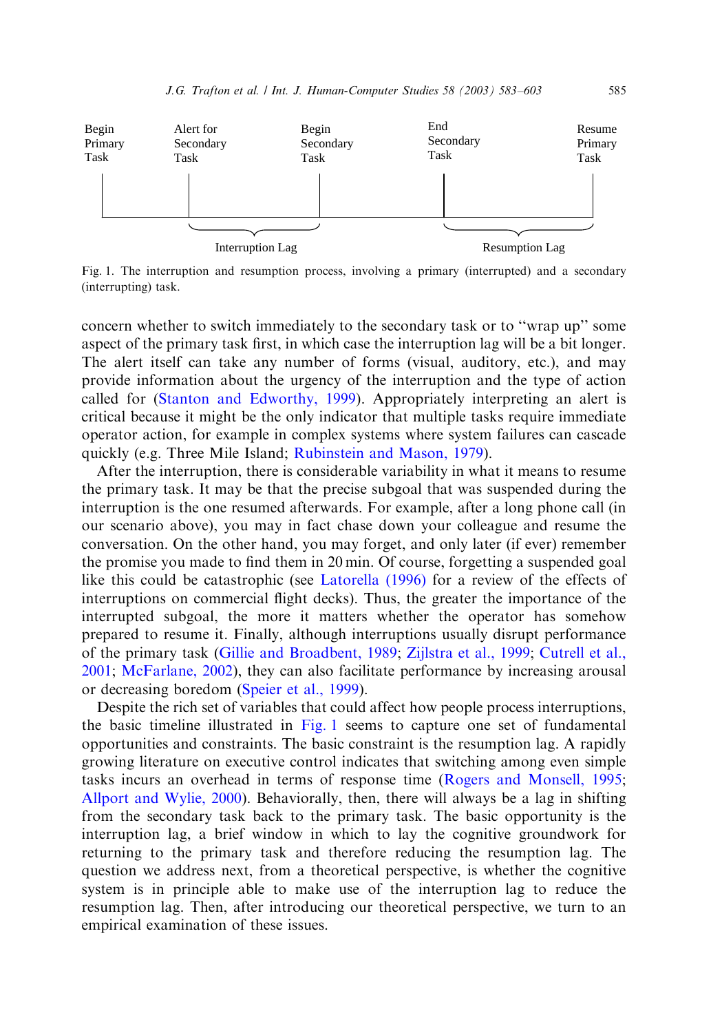Begin Primary Task | Alert for Secondary Task | Begin Secondary Task | End Secondary Task | Resume Primary Task

Interruption Lag | Resumption Lag

Fig. 1. The interruption and resumption process, involving a primary (interrupted) and a secondary (interrupting) task.

concern whether to switch immediately to the secondary task or to "wrap up" some aspect of the primary task first, in which case the interruption lag will be a bit longer. The alert itself can take any number of forms (visual, auditory, etc.), and may provide information about the urgency of the interruption and the type of action called for (Stanton and Edworthy, 1999). Appropriately interpreting an alert is critical because it might be the only indicator that multiple tasks require immediate operator action, for example in complex systems where system failures can cascade quickly (e.g. Three Mile Island; Rubinstein and Mason, 1979).

After the interruption, there is considerable variability in what it means to resume the primary task. It may be that the precise subgoal that was suspended during the interruption is the one resumed afterwards. For example, after a long phone call (in our scenario above), you may in fact chase down your colleague and resume the conversation. On the other hand, you may forget, and only later (if ever) remember the promise you made to find them in 20 min. Of course, forgetting a suspended goal like this could be catastrophic (see Latorella (1996) for a review of the effects of interruptions on commercial flight decks). Thus, the greater the importance of the interrupted subgoal, the more it matters whether the operator has somehow prepared to resume it. Finally, although interruptions usually disrupt performance of the primary task (Gillie and Broadbent, 1989; Zijlstra et al., 1999; Cutrell et al., 2001; McFarlane, 2002), they can also facilitate performance by increasing arousal or decreasing boredom (Speier et al., 1999).

Despite the rich set of variables that could affect how people process interruptions, the basic timeline illustrated in Fig. 1 seems to capture one set of fundamental opportunities and constraints. The basic constraint is the resumption lag. A rapidly growing literature on executive control indicates that switching among even simple tasks incurs an overhead in terms of response time (Rogers and Monsell, 1995; Allport and Wylie, 2000). Behaviorally, then, there will always be a lag in shifting from the secondary task back to the primary task. The basic opportunity is the interruption lag, a brief window in which to lay the cognitive groundwork for returning to the primary task and therefore reducing the resumption lag. The question we address next, from a theoretical perspective, is whether the cognitive system is in principle able to make use of the interruption lag to reduce the resumption lag. Then, after introducing our theoretical perspective, we turn to an empirical examination of these issues.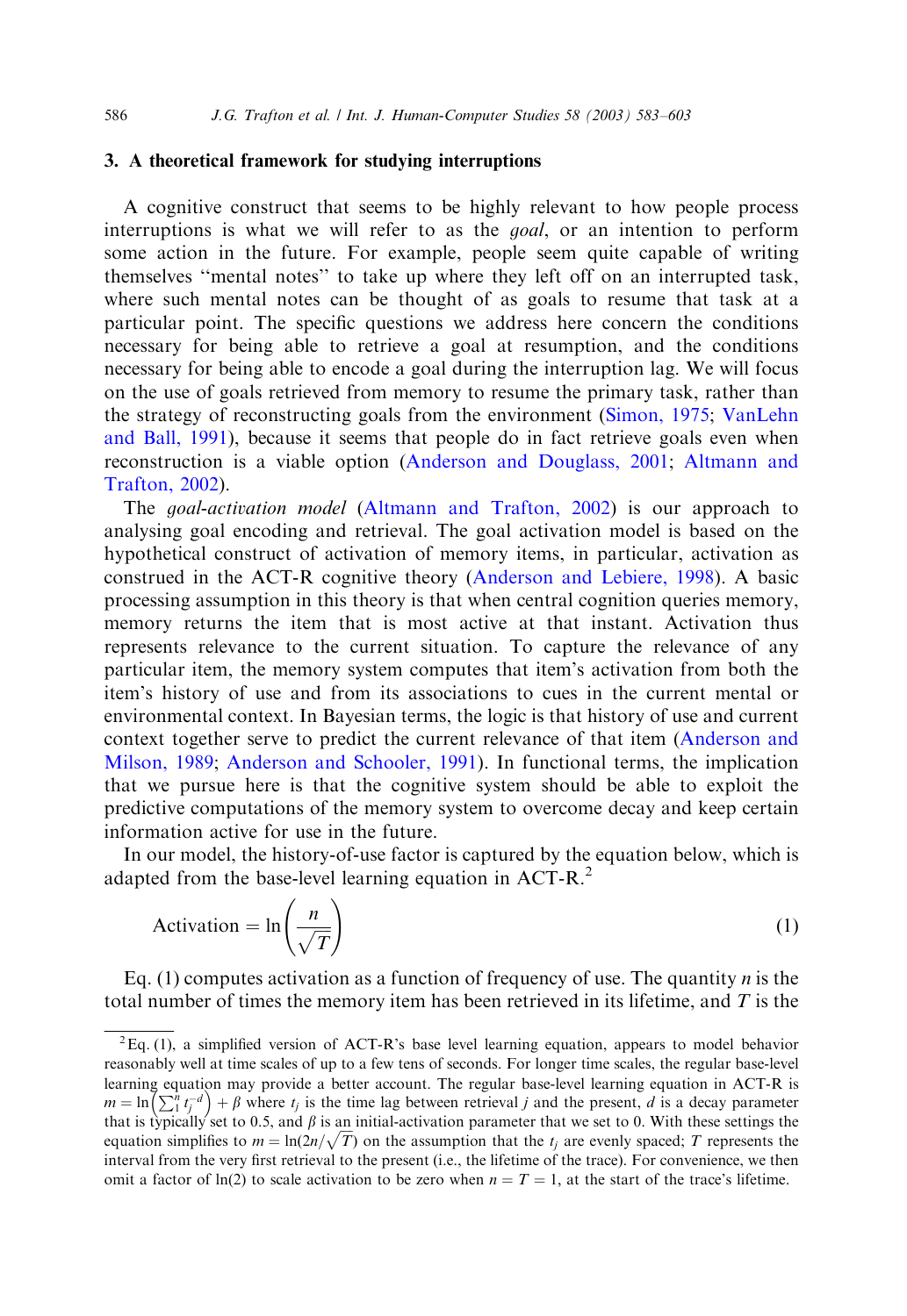## 3. A theoretical framework for studying interruptions

A cognitive construct that seems to be highly relevant to how people process interruptions is what we will refer to as the *goal*, or an intention to perform some action in the future. For example, people seem quite capable of writing themselves "mental notes" to take up where they left off on an interrupted task, where such mental notes can be thought of as goals to resume that task at a particular point. The specific questions we address here concern the conditions necessary for being able to retrieve a goal at resumption, and the conditions necessary for being able to encode a goal during the interruption lag. We will focus on the use of goals retrieved from memory to resume the primary task, rather than the strategy of reconstructing goals from the environment (Simon, 1975; VanLehn and Ball, 1991), because it seems that people do in fact retrieve goals even when reconstruction is a viable option (Anderson and Douglass, 2001; Altmann and Trafton, 2002).

The *goal-activation model* (Altmann and Trafton, 2002) is our approach to analysing goal encoding and retrieval. The goal activation model is based on the hypothetical construct of activation of memory items, in particular, activation as construed in the ACT-R cognitive theory (Anderson and Lebiere, 1998). A basic processing assumption in this theory is that when central cognition queries memory, memory returns the item that is most active at that instant. Activation thus represents relevance to the current situation. To capture the relevance of any particular item, the memory system computes that item's activation from both the item's history of use and from its associations to cues in the current mental or environmental context. In Bayesian terms, the logic is that history of use and current context together serve to predict the current relevance of that item (Anderson and Milson, 1989; Anderson and Schooler, 1991). In functional terms, the implication that we pursue here is that the cognitive system should be able to exploit the predictive computations of the memory system to overcome decay and keep certain information active for use in the future.

In our model, the history-of-use factor is captured by the equation below, which is adapted from the base-level learning equation in ACT-R.[2]

$$\text{Activation} = \ln\left(\frac{n}{\sqrt{T}}\right) \tag{1}$$

Eq. (1) computes activation as a function of frequency of use. The quantity $n$ is the total number of times the memory item has been retrieved in its lifetime, and $T$ is the

[2] Eq. (1), a simplified version of ACT-R's base level learning equation, appears to model behavior reasonably well at time scales of up to a few tens of seconds. For longer time scales, the regular base-level learning equation may provide a better account. The regular base-level learning equation in ACT-R is $m = \ln\left(\sum_1^n t_j^{-d}\right) + \beta$ where $t_j$ is the time lag between retrieval $j$ and the present, $d$ is a decay parameter that is typically set to 0.5, and $\beta$ is an initial-activation parameter that we set to 0. With these settings the equation simplifies to $m = \ln(2n/\sqrt{T})$ on the assumption that the $t_j$ are evenly spaced; $T$ represents the interval from the very first retrieval to the present (i.e., the lifetime of the trace). For convenience, we then omit a factor of ln(2) to scale activation to be zero when $n = T = 1$, at the start of the trace's lifetime.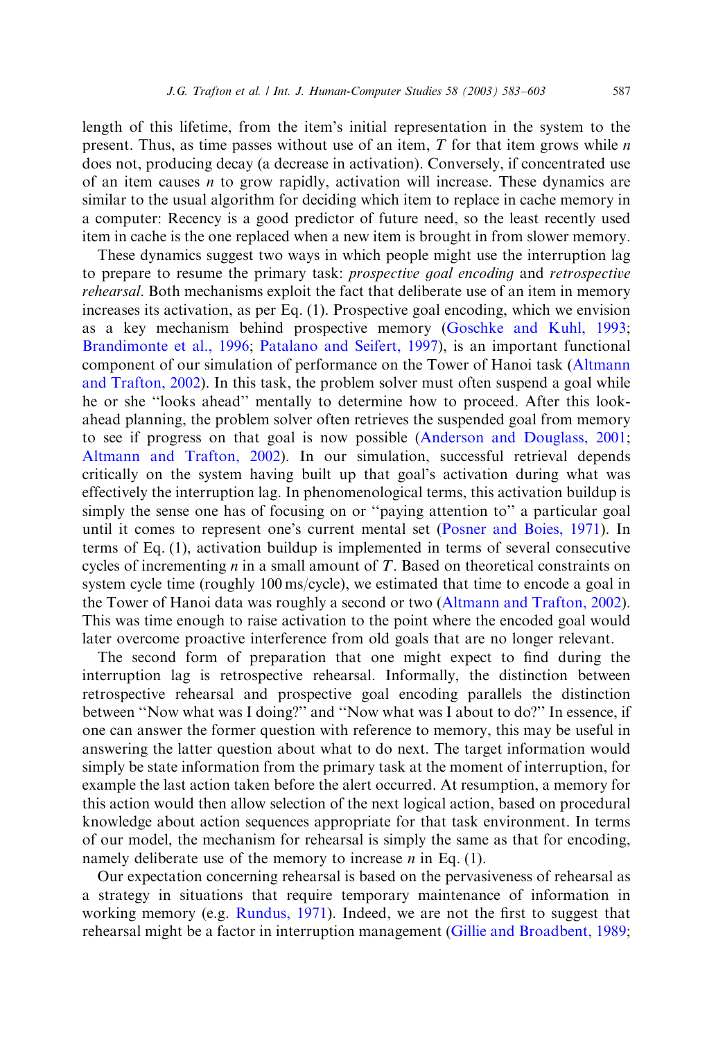length of this lifetime, from the item's initial representation in the system to the present. Thus, as time passes without use of an item, $T$ for that item grows while $n$ does not, producing decay (a decrease in activation). Conversely, if concentrated use of an item causes $n$ to grow rapidly, activation will increase. These dynamics are similar to the usual algorithm for deciding which item to replace in cache memory in a computer: Recency is a good predictor of future need, so the least recently used item in cache is the one replaced when a new item is brought in from slower memory.

These dynamics suggest two ways in which people might use the interruption lag to prepare to resume the primary task: *prospective goal encoding* and *retrospective rehearsal*. Both mechanisms exploit the fact that deliberate use of an item in memory increases its activation, as per Eq. (1). Prospective goal encoding, which we envision as a key mechanism behind prospective memory (Goschke and Kuhl, 1993; Brandimonte et al., 1996; Patalano and Seifert, 1997), is an important functional component of our simulation of performance on the Tower of Hanoi task (Altmann and Trafton, 2002). In this task, the problem solver must often suspend a goal while he or she "looks ahead" mentally to determine how to proceed. After this look-ahead planning, the problem solver often retrieves the suspended goal from memory to see if progress on that goal is now possible (Anderson and Douglass, 2001; Altmann and Trafton, 2002). In our simulation, successful retrieval depends critically on the system having built up that goal's activation during what was effectively the interruption lag. In phenomenological terms, this activation buildup is simply the sense one has of focusing on or "paying attention to" a particular goal until it comes to represent one's current mental set (Posner and Boies, 1971). In terms of Eq. (1), activation buildup is implemented in terms of several consecutive cycles of incrementing $n$ in a small amount of $T$. Based on theoretical constraints on system cycle time (roughly 100 ms/cycle), we estimated that time to encode a goal in the Tower of Hanoi data was roughly a second or two (Altmann and Trafton, 2002). This was time enough to raise activation to the point where the encoded goal would later overcome proactive interference from old goals that are no longer relevant.

The second form of preparation that one might expect to find during the interruption lag is retrospective rehearsal. Informally, the distinction between retrospective rehearsal and prospective goal encoding parallels the distinction between "Now what was I doing?" and "Now what was I about to do?" In essence, if one can answer the former question with reference to memory, this may be useful in answering the latter question about what to do next. The target information would simply be state information from the primary task at the moment of interruption, for example the last action taken before the alert occurred. At resumption, a memory for this action would then allow selection of the next logical action, based on procedural knowledge about action sequences appropriate for that task environment. In terms of our model, the mechanism for rehearsal is simply the same as that for encoding, namely deliberate use of the memory to increase $n$ in Eq. (1).

Our expectation concerning rehearsal is based on the pervasiveness of rehearsal as a strategy in situations that require temporary maintenance of information in working memory (e.g. Rundus, 1971). Indeed, we are not the first to suggest that rehearsal might be a factor in interruption management (Gillie and Broadbent, 1989;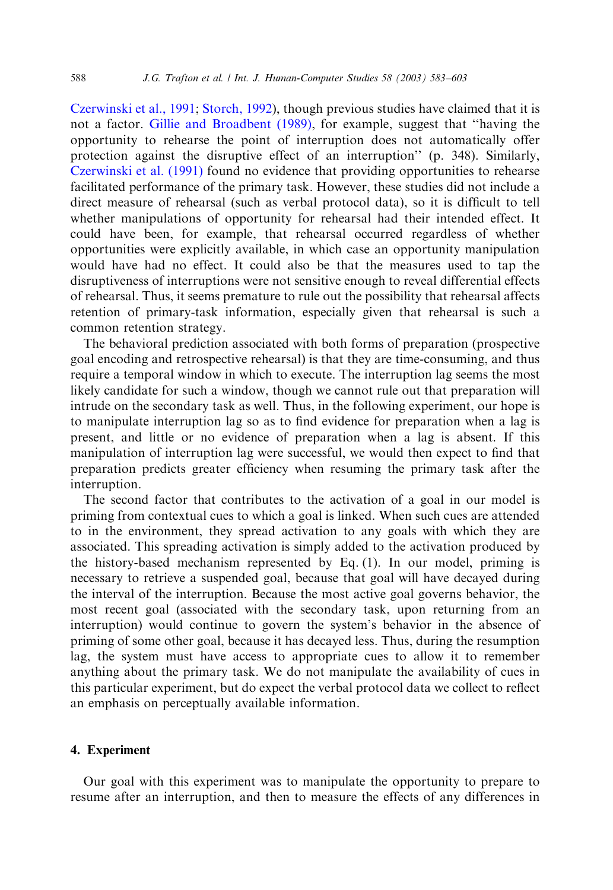Czerwinski et al., 1991; Storch, 1992), though previous studies have claimed that it is not a factor. Gillie and Broadbent (1989), for example, suggest that "having the opportunity to rehearse the point of interruption does not automatically offer protection against the disruptive effect of an interruption" (p. 348). Similarly, Czerwinski et al. (1991) found no evidence that providing opportunities to rehearse facilitated performance of the primary task. However, these studies did not include a direct measure of rehearsal (such as verbal protocol data), so it is difficult to tell whether manipulations of opportunity for rehearsal had their intended effect. It could have been, for example, that rehearsal occurred regardless of whether opportunities were explicitly available, in which case an opportunity manipulation would have had no effect. It could also be that the measures used to tap the disruptiveness of interruptions were not sensitive enough to reveal differential effects of rehearsal. Thus, it seems premature to rule out the possibility that rehearsal affects retention of primary-task information, especially given that rehearsal is such a common retention strategy.

The behavioral prediction associated with both forms of preparation (prospective goal encoding and retrospective rehearsal) is that they are time-consuming, and thus require a temporal window in which to execute. The interruption lag seems the most likely candidate for such a window, though we cannot rule out that preparation will intrude on the secondary task as well. Thus, in the following experiment, our hope is to manipulate interruption lag so as to find evidence for preparation when a lag is present, and little or no evidence of preparation when a lag is absent. If this manipulation of interruption lag were successful, we would then expect to find that preparation predicts greater efficiency when resuming the primary task after the interruption.

The second factor that contributes to the activation of a goal in our model is priming from contextual cues to which a goal is linked. When such cues are attended to in the environment, they spread activation to any goals with which they are associated. This spreading activation is simply added to the activation produced by the history-based mechanism represented by Eq. (1). In our model, priming is necessary to retrieve a suspended goal, because that goal will have decayed during the interval of the interruption. Because the most active goal governs behavior, the most recent goal (associated with the secondary task, upon returning from an interruption) would continue to govern the system's behavior in the absence of priming of some other goal, because it has decayed less. Thus, during the resumption lag, the system must have access to appropriate cues to allow it to remember anything about the primary task. We do not manipulate the availability of cues in this particular experiment, but do expect the verbal protocol data we collect to reflect an emphasis on perceptually available information.

## 4. Experiment

Our goal with this experiment was to manipulate the opportunity to prepare to resume after an interruption, and then to measure the effects of any differences in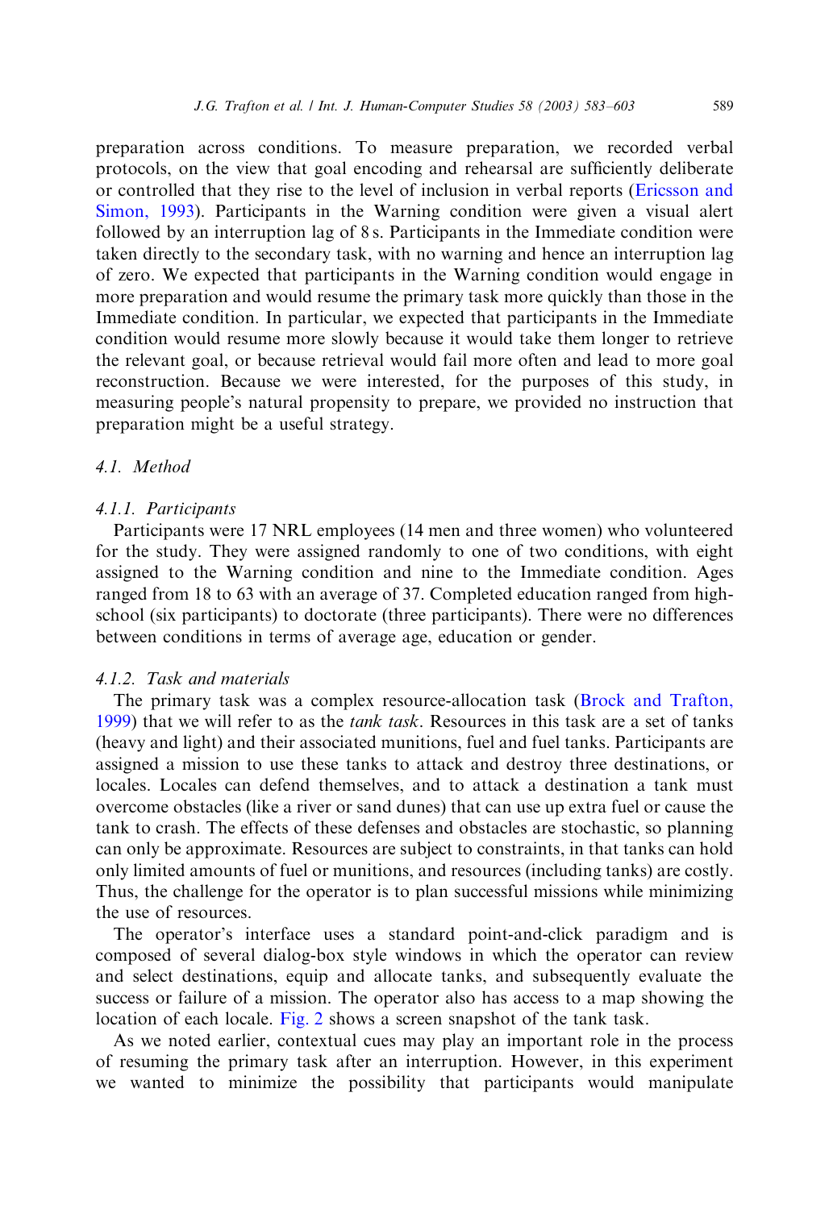preparation across conditions. To measure preparation, we recorded verbal protocols, on the view that goal encoding and rehearsal are sufficiently deliberate or controlled that they rise to the level of inclusion in verbal reports (Ericsson and Simon, 1993). Participants in the Warning condition were given a visual alert followed by an interruption lag of 8 s. Participants in the Immediate condition were taken directly to the secondary task, with no warning and hence an interruption lag of zero. We expected that participants in the Warning condition would engage in more preparation and would resume the primary task more quickly than those in the Immediate condition. In particular, we expected that participants in the Immediate condition would resume more slowly because it would take them longer to retrieve the relevant goal, or because retrieval would fail more often and lead to more goal reconstruction. Because we were interested, for the purposes of this study, in measuring people's natural propensity to prepare, we provided no instruction that preparation might be a useful strategy.

### 4.1. *Method*

#### 4.1.1. *Participants*

Participants were 17 NRL employees (14 men and three women) who volunteered for the study. They were assigned randomly to one of two conditions, with eight assigned to the Warning condition and nine to the Immediate condition. Ages ranged from 18 to 63 with an average of 37. Completed education ranged from high-school (six participants) to doctorate (three participants). There were no differences between conditions in terms of average age, education or gender.

#### 4.1.2. *Task and materials*

The primary task was a complex resource-allocation task (Brock and Trafton, 1999) that we will refer to as the *tank task*. Resources in this task are a set of tanks (heavy and light) and their associated munitions, fuel and fuel tanks. Participants are assigned a mission to use these tanks to attack and destroy three destinations, or locales. Locales can defend themselves, and to attack a destination a tank must overcome obstacles (like a river or sand dunes) that can use up extra fuel or cause the tank to crash. The effects of these defenses and obstacles are stochastic, so planning can only be approximate. Resources are subject to constraints, in that tanks can hold only limited amounts of fuel or munitions, and resources (including tanks) are costly. Thus, the challenge for the operator is to plan successful missions while minimizing the use of resources.

The operator's interface uses a standard point-and-click paradigm and is composed of several dialog-box style windows in which the operator can review and select destinations, equip and allocate tanks, and subsequently evaluate the success or failure of a mission. The operator also has access to a map showing the location of each locale. Fig. 2 shows a screen snapshot of the tank task.

As we noted earlier, contextual cues may play an important role in the process of resuming the primary task after an interruption. However, in this experiment we wanted to minimize the possibility that participants would manipulate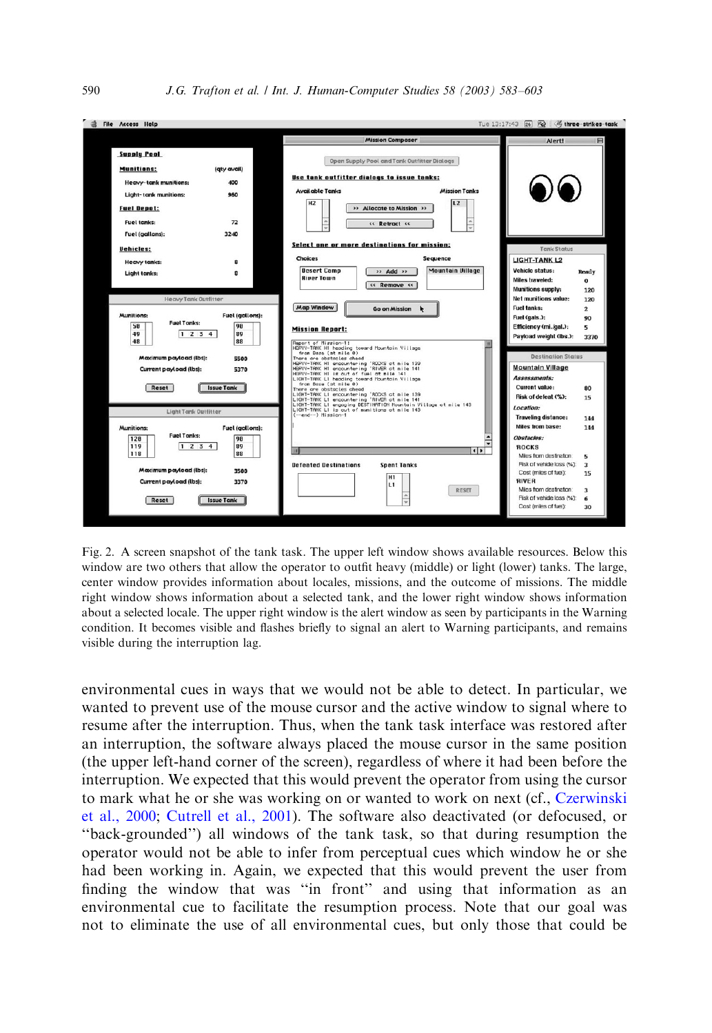Fig. 2. A screen snapshot of the tank task. The upper left window shows available resources. Below this window are two others that allow the operator to outfit heavy (middle) or light (lower) tanks. The large, center window provides information about locales, missions, and the outcome of missions. The middle right window shows information about a selected tank, and the lower right window shows information about a selected locale. The upper right window is the alert window as seen by participants in the Warning condition. It becomes visible and flashes briefly to signal an alert to Warning participants, and remains visible during the interruption lag.

environmental cues in ways that we would not be able to detect. In particular, we wanted to prevent use of the mouse cursor and the active window to signal where to resume after the interruption. Thus, when the tank task interface was restored after an interruption, the software always placed the mouse cursor in the same position (the upper left-hand corner of the screen), regardless of where it had been before the interruption. We expected that this would prevent the operator from using the cursor to mark what he or she was working on or wanted to work on next (cf., Czerwinski et al., 2000; Cutrell et al., 2001). The software also deactivated (or defocused, or "back-grounded") all windows of the tank task, so that during resumption the operator would not be able to infer from perceptual cues which window he or she had been working in. Again, we expected that this would prevent the user from finding the window that was "in front" and using that information as an environmental cue to facilitate the resumption process. Note that our goal was not to eliminate the use of all environmental cues, but only those that could be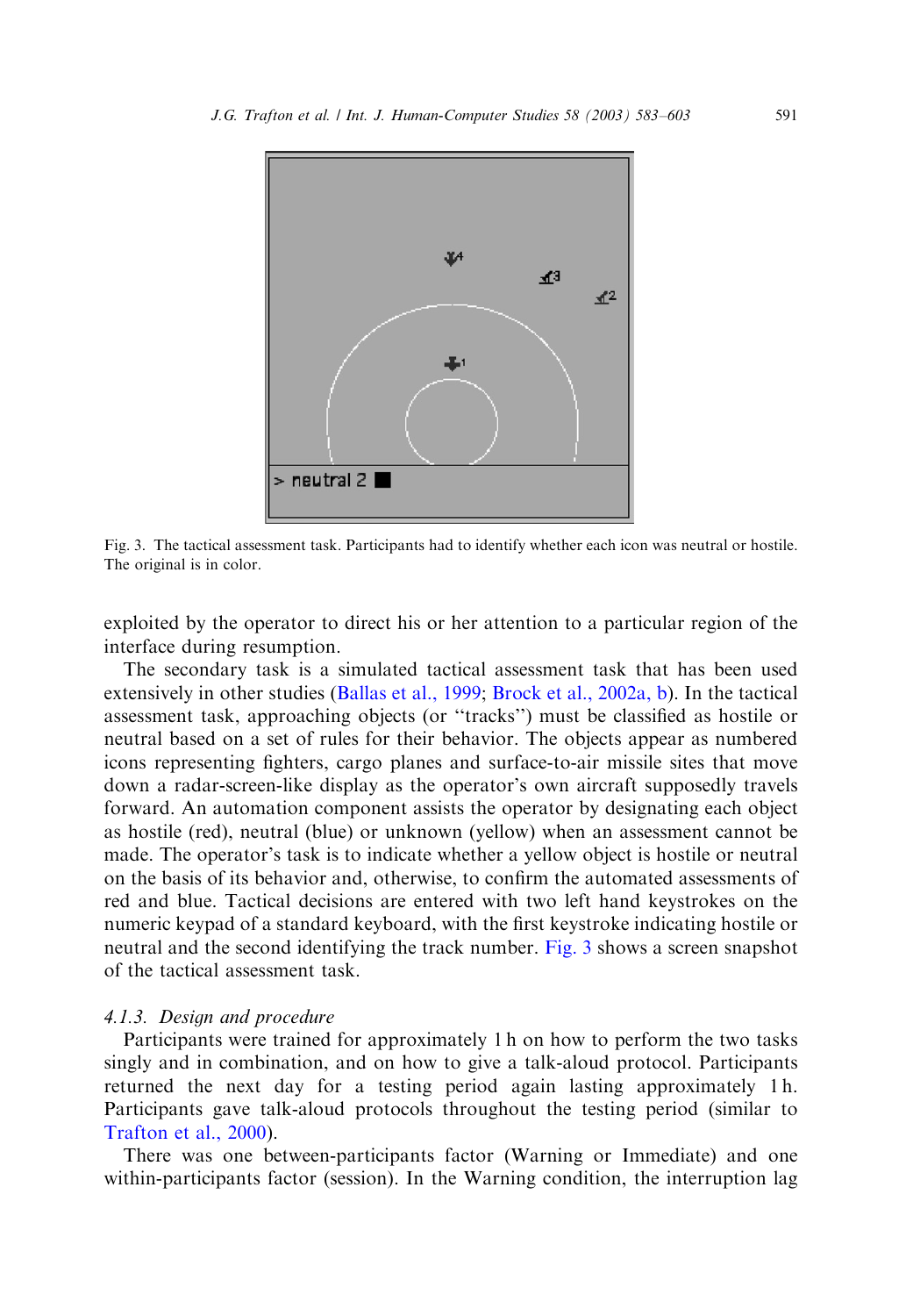Fig. 3. The tactical assessment task. Participants had to identify whether each icon was neutral or hostile. The original is in color.

exploited by the operator to direct his or her attention to a particular region of the interface during resumption.

The secondary task is a simulated tactical assessment task that has been used extensively in other studies (Ballas et al., 1999; Brock et al., 2002a, b). In the tactical assessment task, approaching objects (or "tracks") must be classified as hostile or neutral based on a set of rules for their behavior. The objects appear as numbered icons representing fighters, cargo planes and surface-to-air missile sites that move down a radar-screen-like display as the operator's own aircraft supposedly travels forward. An automation component assists the operator by designating each object as hostile (red), neutral (blue) or unknown (yellow) when an assessment cannot be made. The operator's task is to indicate whether a yellow object is hostile or neutral on the basis of its behavior and, otherwise, to confirm the automated assessments of red and blue. Tactical decisions are entered with two left hand keystrokes on the numeric keypad of a standard keyboard, with the first keystroke indicating hostile or neutral and the second identifying the track number. Fig. 3 shows a screen snapshot of the tactical assessment task.

### *4.1.3. Design and procedure*

Participants were trained for approximately 1 h on how to perform the two tasks singly and in combination, and on how to give a talk-aloud protocol. Participants returned the next day for a testing period again lasting approximately 1 h. Participants gave talk-aloud protocols throughout the testing period (similar to Trafton et al., 2000).

There was one between-participants factor (Warning or Immediate) and one within-participants factor (session). In the Warning condition, the interruption lag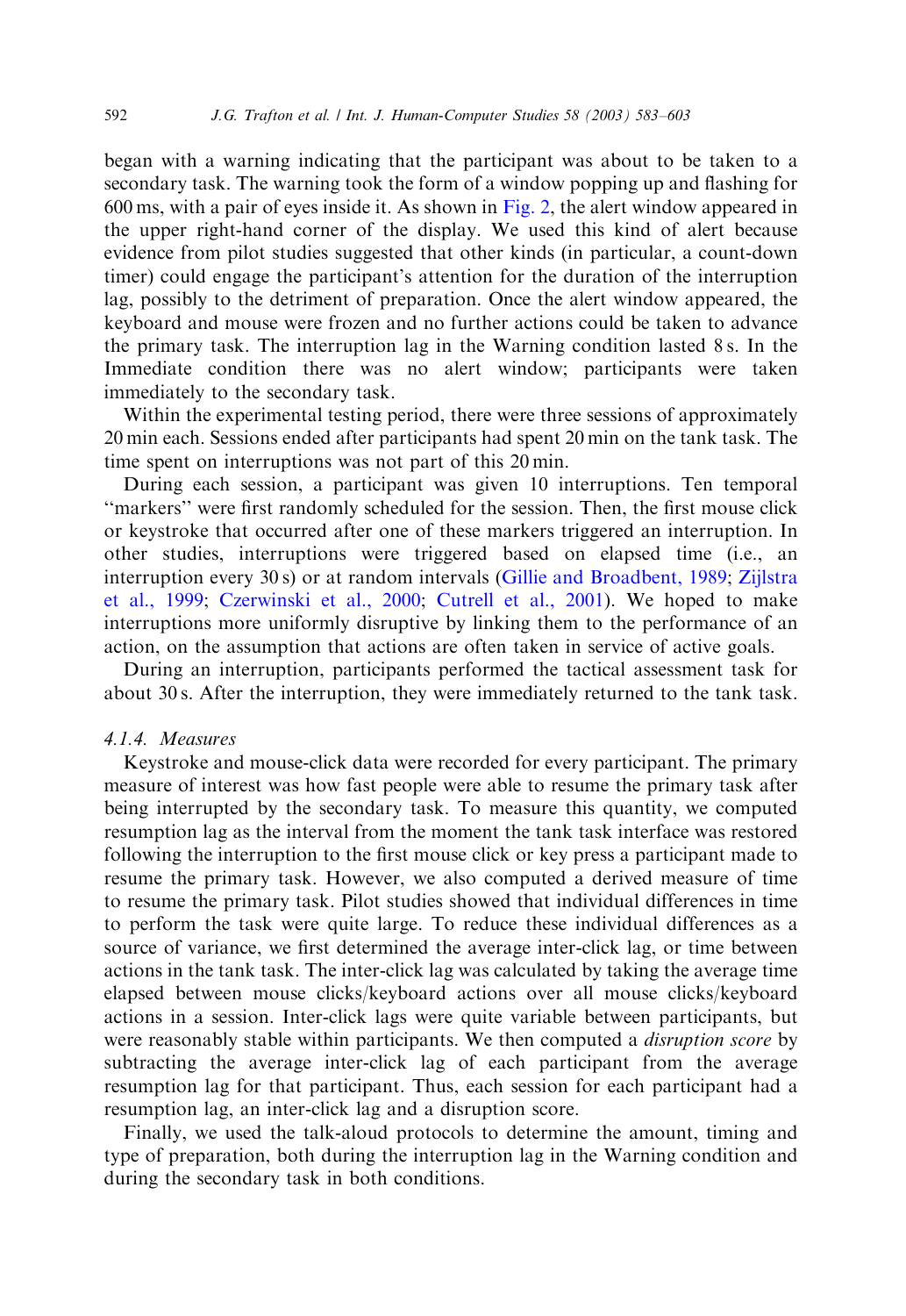began with a warning indicating that the participant was about to be taken to a secondary task. The warning took the form of a window popping up and flashing for 600 ms, with a pair of eyes inside it. As shown in Fig. 2, the alert window appeared in the upper right-hand corner of the display. We used this kind of alert because evidence from pilot studies suggested that other kinds (in particular, a count-down timer) could engage the participant's attention for the duration of the interruption lag, possibly to the detriment of preparation. Once the alert window appeared, the keyboard and mouse were frozen and no further actions could be taken to advance the primary task. The interruption lag in the Warning condition lasted 8 s. In the Immediate condition there was no alert window; participants were taken immediately to the secondary task.

Within the experimental testing period, there were three sessions of approximately 20 min each. Sessions ended after participants had spent 20 min on the tank task. The time spent on interruptions was not part of this 20 min.

During each session, a participant was given 10 interruptions. Ten temporal "markers" were first randomly scheduled for the session. Then, the first mouse click or keystroke that occurred after one of these markers triggered an interruption. In other studies, interruptions were triggered based on elapsed time (i.e., an interruption every 30 s) or at random intervals (Gillie and Broadbent, 1989; Zijlstra et al., 1999; Czerwinski et al., 2000; Cutrell et al., 2001). We hoped to make interruptions more uniformly disruptive by linking them to the performance of an action, on the assumption that actions are often taken in service of active goals.

During an interruption, participants performed the tactical assessment task for about 30 s. After the interruption, they were immediately returned to the tank task.

#### 4.1.4. Measures

Keystroke and mouse-click data were recorded for every participant. The primary measure of interest was how fast people were able to resume the primary task after being interrupted by the secondary task. To measure this quantity, we computed resumption lag as the interval from the moment the tank task interface was restored following the interruption to the first mouse click or key press a participant made to resume the primary task. However, we also computed a derived measure of time to resume the primary task. Pilot studies showed that individual differences in time to perform the task were quite large. To reduce these individual differences as a source of variance, we first determined the average inter-click lag, or time between actions in the tank task. The inter-click lag was calculated by taking the average time elapsed between mouse clicks/keyboard actions over all mouse clicks/keyboard actions in a session. Inter-click lags were quite variable between participants, but were reasonably stable within participants. We then computed a *disruption score* by subtracting the average inter-click lag of each participant from the average resumption lag for that participant. Thus, each session for each participant had a resumption lag, an inter-click lag and a disruption score.

Finally, we used the talk-aloud protocols to determine the amount, timing and type of preparation, both during the interruption lag in the Warning condition and during the secondary task in both conditions.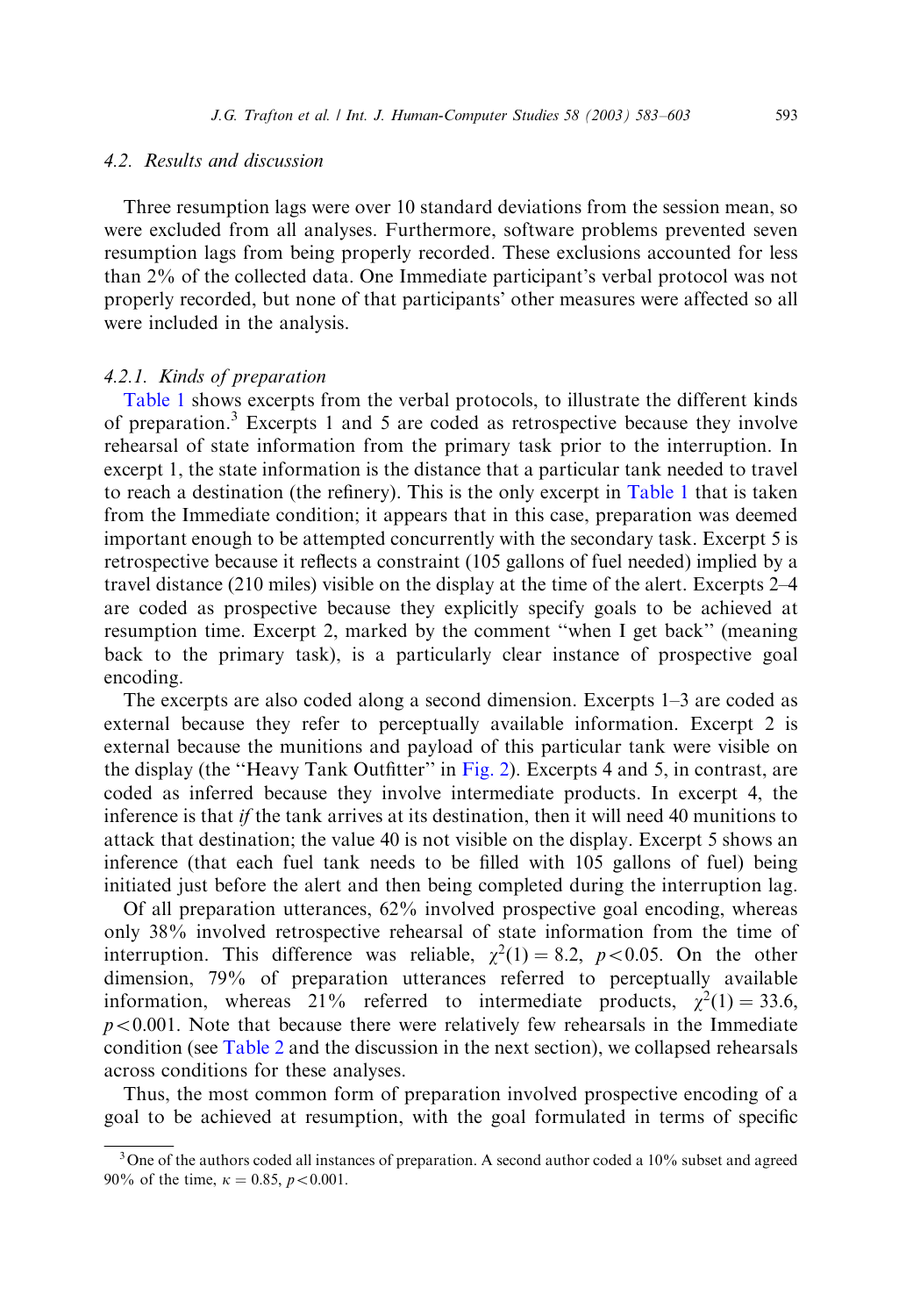### 4.2. Results and discussion

Three resumption lags were over 10 standard deviations from the session mean, so were excluded from all analyses. Furthermore, software problems prevented seven resumption lags from being properly recorded. These exclusions accounted for less than 2% of the collected data. One Immediate participant's verbal protocol was not properly recorded, but none of that participants' other measures were affected so all were included in the analysis.

#### 4.2.1. Kinds of preparation

Table 1 shows excerpts from the verbal protocols, to illustrate the different kinds of preparation.[3] Excerpts 1 and 5 are coded as retrospective because they involve rehearsal of state information from the primary task prior to the interruption. In excerpt 1, the state information is the distance that a particular tank needed to travel to reach a destination (the refinery). This is the only excerpt in Table 1 that is taken from the Immediate condition; it appears that in this case, preparation was deemed important enough to be attempted concurrently with the secondary task. Excerpt 5 is retrospective because it reflects a constraint (105 gallons of fuel needed) implied by a travel distance (210 miles) visible on the display at the time of the alert. Excerpts 2–4 are coded as prospective because they explicitly specify goals to be achieved at resumption time. Excerpt 2, marked by the comment "when I get back" (meaning back to the primary task), is a particularly clear instance of prospective goal encoding.

The excerpts are also coded along a second dimension. Excerpts 1–3 are coded as external because they refer to perceptually available information. Excerpt 2 is external because the munitions and payload of this particular tank were visible on the display (the "Heavy Tank Outfitter" in Fig. 2). Excerpts 4 and 5, in contrast, are coded as inferred because they involve intermediate products. In excerpt 4, the inference is that *if* the tank arrives at its destination, then it will need 40 munitions to attack that destination; the value 40 is not visible on the display. Excerpt 5 shows an inference (that each fuel tank needs to be filled with 105 gallons of fuel) being initiated just before the alert and then being completed during the interruption lag.

Of all preparation utterances, 62% involved prospective goal encoding, whereas only 38% involved retrospective rehearsal of state information from the time of interruption. This difference was reliable, $\chi^2(1) = 8.2$, $p < 0.05$. On the other dimension, 79% of preparation utterances referred to perceptually available information, whereas 21% referred to intermediate products, $\chi^2(1) = 33.6$, $p < 0.001$. Note that because there were relatively few rehearsals in the Immediate condition (see Table 2 and the discussion in the next section), we collapsed rehearsals across conditions for these analyses.

Thus, the most common form of preparation involved prospective encoding of a goal to be achieved at resumption, with the goal formulated in terms of specific

[3] One of the authors coded all instances of preparation. A second author coded a 10% subset and agreed 90% of the time, $\kappa = 0.85$, $p < 0.001$.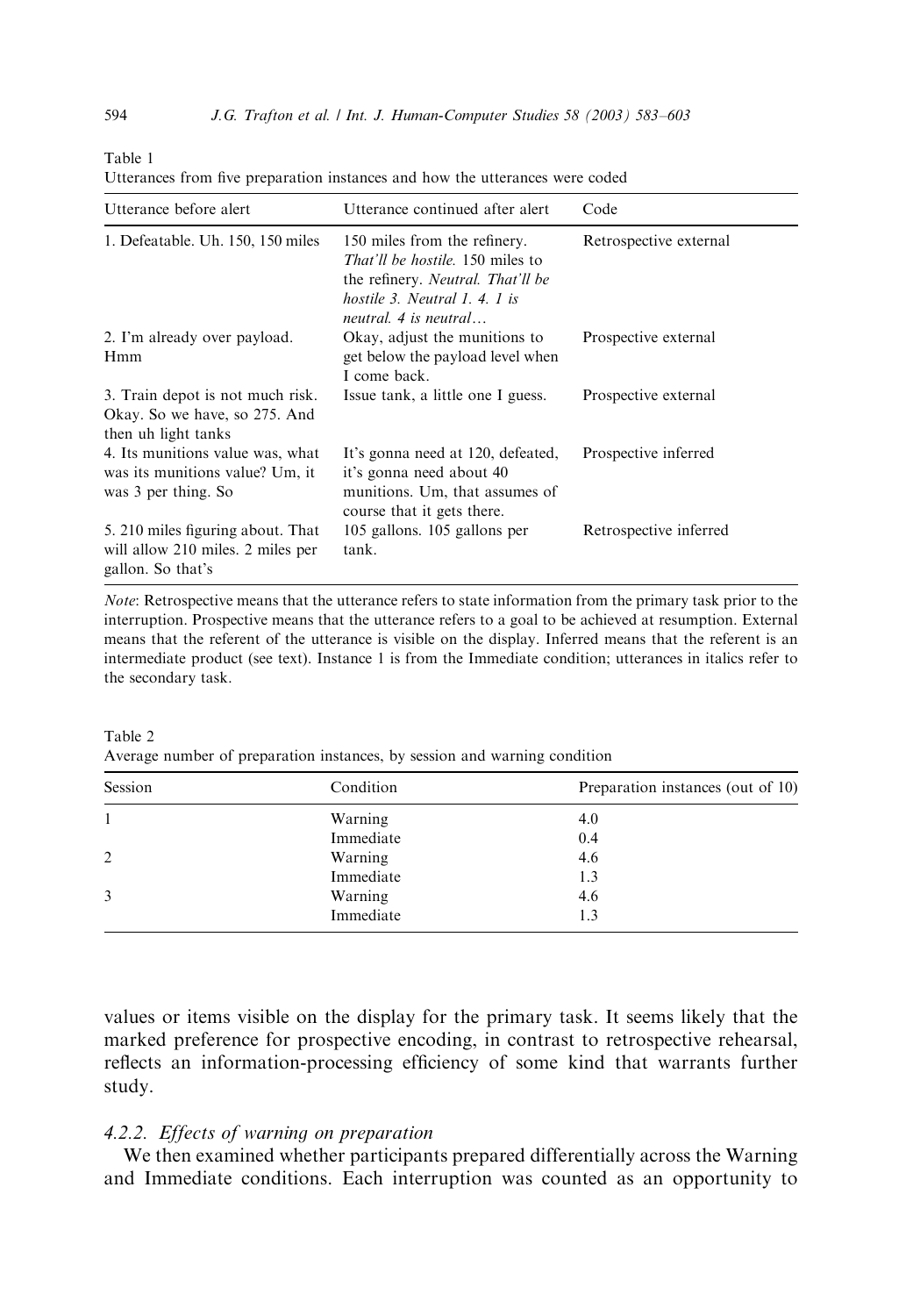Table 1
Utterances from five preparation instances and how the utterances were coded

| Utterance before alert | Utterance continued after alert | Code |
|---|---|---|
| 1. Defeatable. Uh. 150, 150 miles | 150 miles from the refinery. *That'll be hostile.* 150 miles to the refinery. *Neutral. That'll be hostile 3. Neutral 1. 4. 1 is neutral. 4 is neutral…* | Retrospective external |
| 2. I'm already over payload. Hmm | Okay, adjust the munitions to get below the payload level when I come back. | Prospective external |
| 3. Train depot is not much risk. Okay. So we have, so 275. And then uh light tanks | Issue tank, a little one I guess. | Prospective external |
| 4. Its munitions value was, what was its munitions value? Um, it was 3 per thing. So | It's gonna need at 120, defeated, it's gonna need about 40 munitions. Um, that assumes of course that it gets there. | Prospective inferred |
| 5. 210 miles figuring about. That will allow 210 miles. 2 miles per gallon. So that's | 105 gallons. 105 gallons per tank. | Retrospective inferred |

*Note*: Retrospective means that the utterance refers to state information from the primary task prior to the interruption. Prospective means that the utterance refers to a goal to be achieved at resumption. External means that the referent of the utterance is visible on the display. Inferred means that the referent is an intermediate product (see text). Instance 1 is from the Immediate condition; utterances in italics refer to the secondary task.

Table 2
Average number of preparation instances, by session and warning condition

| Session | Condition | Preparation instances (out of 10) |
|---|---|---|
| 1 | Warning | 4.0 |
| | Immediate | 0.4 |
| 2 | Warning | 4.6 |
| | Immediate | 1.3 |
| 3 | Warning | 4.6 |
| | Immediate | 1.3 |

values or items visible on the display for the primary task. It seems likely that the marked preference for prospective encoding, in contrast to retrospective rehearsal, reflects an information-processing efficiency of some kind that warrants further study.

#### 4.2.2. Effects of warning on preparation

We then examined whether participants prepared differentially across the Warning and Immediate conditions. Each interruption was counted as an opportunity to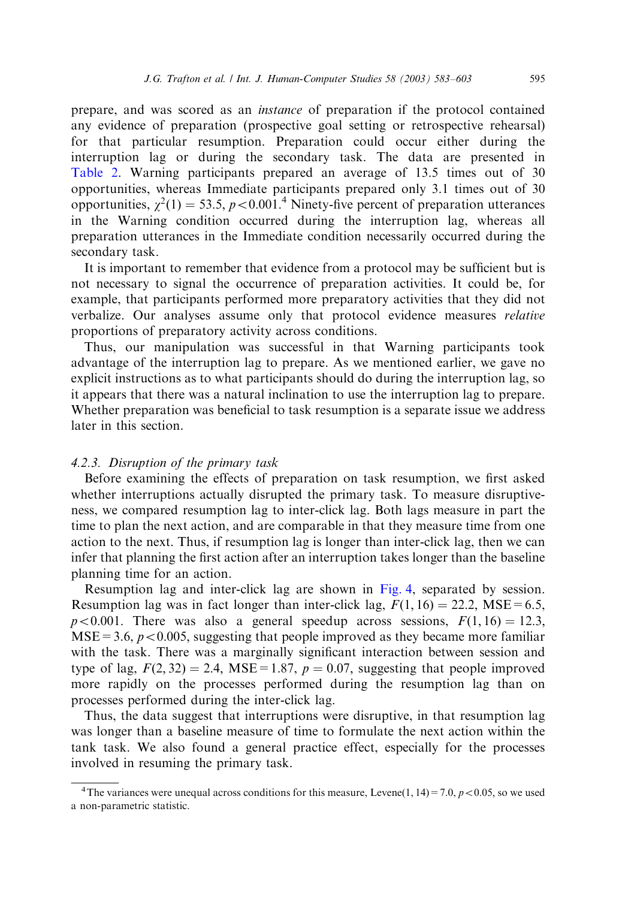prepare, and was scored as an *instance* of preparation if the protocol contained any evidence of preparation (prospective goal setting or retrospective rehearsal) for that particular resumption. Preparation could occur either during the interruption lag or during the secondary task. The data are presented in Table 2. Warning participants prepared an average of 13.5 times out of 30 opportunities, whereas Immediate participants prepared only 3.1 times out of 30 opportunities, $\chi^2(1) = 53.5$, $p < 0.001$.[4] Ninety-five percent of preparation utterances in the Warning condition occurred during the interruption lag, whereas all preparation utterances in the Immediate condition necessarily occurred during the secondary task.

It is important to remember that evidence from a protocol may be sufficient but is not necessary to signal the occurrence of preparation activities. It could be, for example, that participants performed more preparatory activities that they did not verbalize. Our analyses assume only that protocol evidence measures *relative* proportions of preparatory activity across conditions.

Thus, our manipulation was successful in that Warning participants took advantage of the interruption lag to prepare. As we mentioned earlier, we gave no explicit instructions as to what participants should do during the interruption lag, so it appears that there was a natural inclination to use the interruption lag to prepare. Whether preparation was beneficial to task resumption is a separate issue we address later in this section.

#### 4.2.3. Disruption of the primary task

Before examining the effects of preparation on task resumption, we first asked whether interruptions actually disrupted the primary task. To measure disruptiveness, we compared resumption lag to inter-click lag. Both lags measure in part the time to plan the next action, and are comparable in that they measure time from one action to the next. Thus, if resumption lag is longer than inter-click lag, then we can infer that planning the first action after an interruption takes longer than the baseline planning time for an action.

Resumption lag and inter-click lag are shown in Fig. 4, separated by session. Resumption lag was in fact longer than inter-click lag, $F(1, 16) = 22.2$, $\text{MSE} = 6.5$, $p < 0.001$. There was also a general speedup across sessions, $F(1, 16) = 12.3$, $\text{MSE} = 3.6$, $p < 0.005$, suggesting that people improved as they became more familiar with the task. There was a marginally significant interaction between session and type of lag, $F(2, 32) = 2.4$, $\text{MSE} = 1.87$, $p = 0.07$, suggesting that people improved more rapidly on the processes performed during the resumption lag than on processes performed during the inter-click lag.

Thus, the data suggest that interruptions were disruptive, in that resumption lag was longer than a baseline measure of time to formulate the next action within the tank task. We also found a general practice effect, especially for the processes involved in resuming the primary task.

---

[4] The variances were unequal across conditions for this measure, $\text{Levene}(1, 14) = 7.0$, $p < 0.05$, so we used a non-parametric statistic.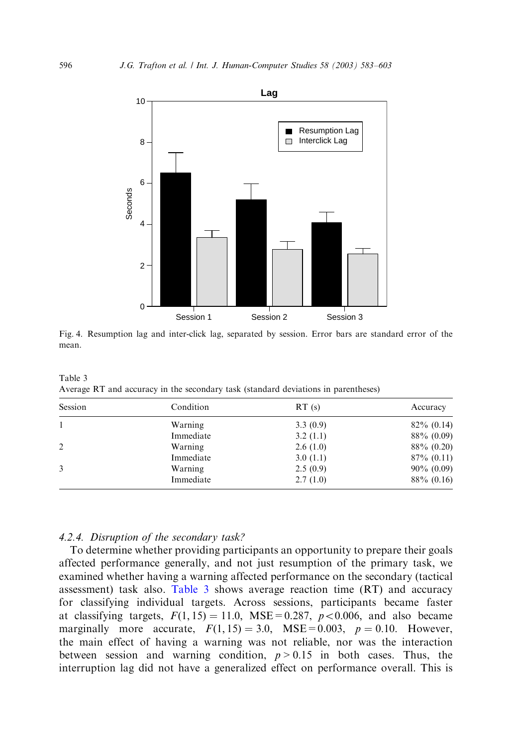Fig. 4. Resumption lag and inter-click lag, separated by session. Error bars are standard error of the mean.

Table 3
Average RT and accuracy in the secondary task (standard deviations in parentheses)

| Session | Condition | RT (s) | Accuracy |
|---|---|---|---|
| 1 | Warning | 3.3 (0.9) | 82% (0.14) |
| | Immediate | 3.2 (1.1) | 88% (0.09) |
| 2 | Warning | 2.6 (1.0) | 88% (0.20) |
| | Immediate | 3.0 (1.1) | 87% (0.11) |
| 3 | Warning | 2.5 (0.9) | 90% (0.09) |
| | Immediate | 2.7 (1.0) | 88% (0.16) |

#### *4.2.4. Disruption of the secondary task?*

To determine whether providing participants an opportunity to prepare their goals affected performance generally, and not just resumption of the primary task, we examined whether having a warning affected performance on the secondary (tactical assessment) task also. Table 3 shows average reaction time (RT) and accuracy for classifying individual targets. Across sessions, participants became faster at classifying targets, $F(1,15) = 11.0$, $\text{MSE} = 0.287$, $p < 0.006$, and also became marginally more accurate, $F(1,15) = 3.0$, $\text{MSE} = 0.003$, $p = 0.10$. However, the main effect of having a warning was not reliable, nor was the interaction between session and warning condition, $p > 0.15$ in both cases. Thus, the interruption lag did not have a generalized effect on performance overall. This is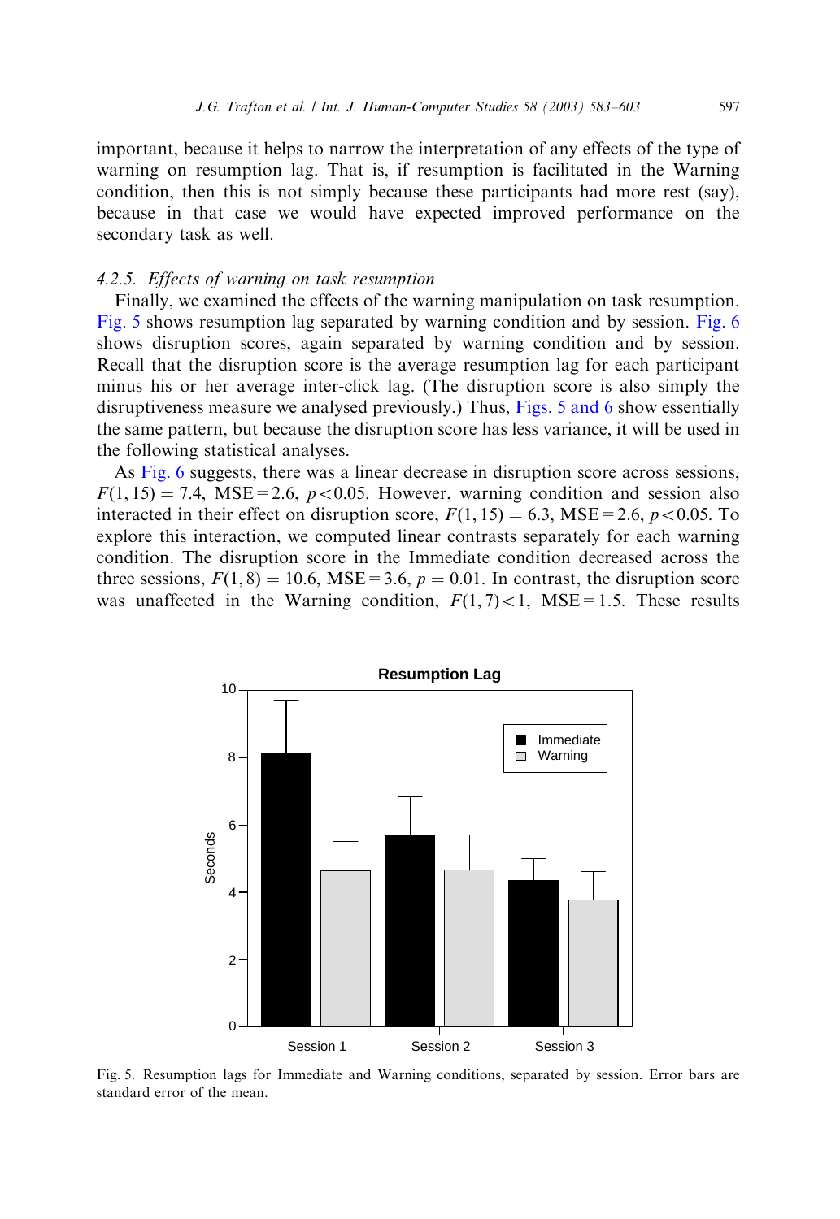important, because it helps to narrow the interpretation of any effects of the type of warning on resumption lag. That is, if resumption is facilitated in the Warning condition, then this is not simply because these participants had more rest (say), because in that case we would have expected improved performance on the secondary task as well.

#### 4.2.5. *Effects of warning on task resumption*

Finally, we examined the effects of the warning manipulation on task resumption. Fig. 5 shows resumption lag separated by warning condition and by session. Fig. 6 shows disruption scores, again separated by warning condition and by session. Recall that the disruption score is the average resumption lag for each participant minus his or her average inter-click lag. (The disruption score is also simply the disruptiveness measure we analysed previously.) Thus, Figs. 5 and 6 show essentially the same pattern, but because the disruption score has less variance, it will be used in the following statistical analyses.

As Fig. 6 suggests, there was a linear decrease in disruption score across sessions, $F(1, 15) = 7.4$, $MSE = 2.6$, $p < 0.05$. However, warning condition and session also interacted in their effect on disruption score, $F(1, 15) = 6.3$, $MSE = 2.6$, $p < 0.05$. To explore this interaction, we computed linear contrasts separately for each warning condition. The disruption score in the Immediate condition decreased across the three sessions, $F(1, 8) = 10.6$, $MSE = 3.6$, $p = 0.01$. In contrast, the disruption score was unaffected in the Warning condition, $F(1, 7) < 1$, $MSE = 1.5$. These results

Fig. 5. Resumption lags for Immediate and Warning conditions, separated by session. Error bars are standard error of the mean.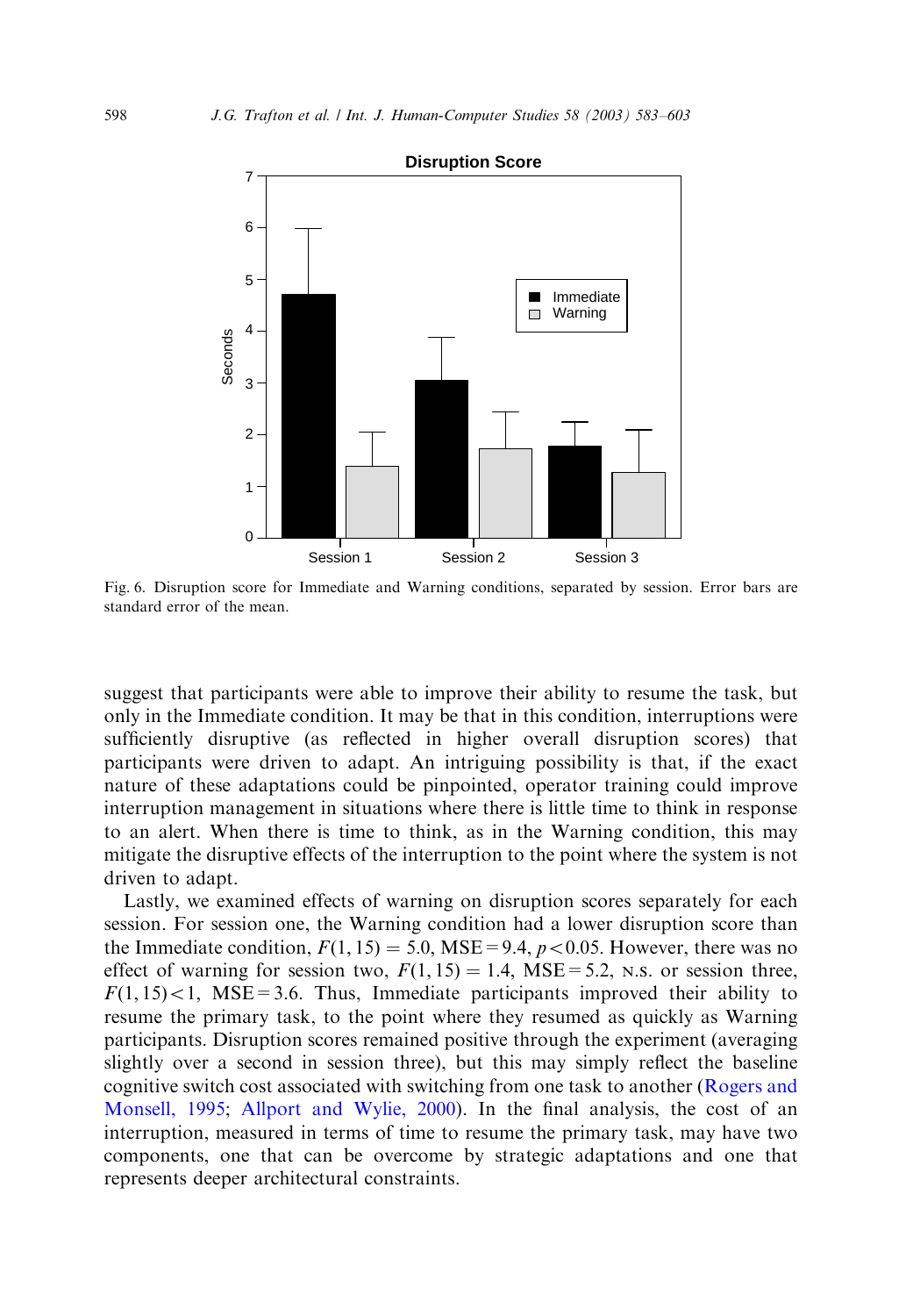Fig. 6. Disruption score for Immediate and Warning conditions, separated by session. Error bars are standard error of the mean.

suggest that participants were able to improve their ability to resume the task, but only in the Immediate condition. It may be that in this condition, interruptions were sufficiently disruptive (as reflected in higher overall disruption scores) that participants were driven to adapt. An intriguing possibility is that, if the exact nature of these adaptations could be pinpointed, operator training could improve interruption management in situations where there is little time to think in response to an alert. When there is time to think, as in the Warning condition, this may mitigate the disruptive effects of the interruption to the point where the system is not driven to adapt.

Lastly, we examined effects of warning on disruption scores separately for each session. For session one, the Warning condition had a lower disruption score than the Immediate condition, $F(1, 15) = 5.0$, $\text{MSE} = 9.4$, $p < 0.05$. However, there was no effect of warning for session two, $F(1, 15) = 1.4$, $\text{MSE} = 5.2$, N.S. or session three, $F(1, 15) < 1$, $\text{MSE} = 3.6$. Thus, Immediate participants improved their ability to resume the primary task, to the point where they resumed as quickly as Warning participants. Disruption scores remained positive through the experiment (averaging slightly over a second in session three), but this may simply reflect the baseline cognitive switch cost associated with switching from one task to another (Rogers and Monsell, 1995; Allport and Wylie, 2000). In the final analysis, the cost of an interruption, measured in terms of time to resume the primary task, may have two components, one that can be overcome by strategic adaptations and one that represents deeper architectural constraints.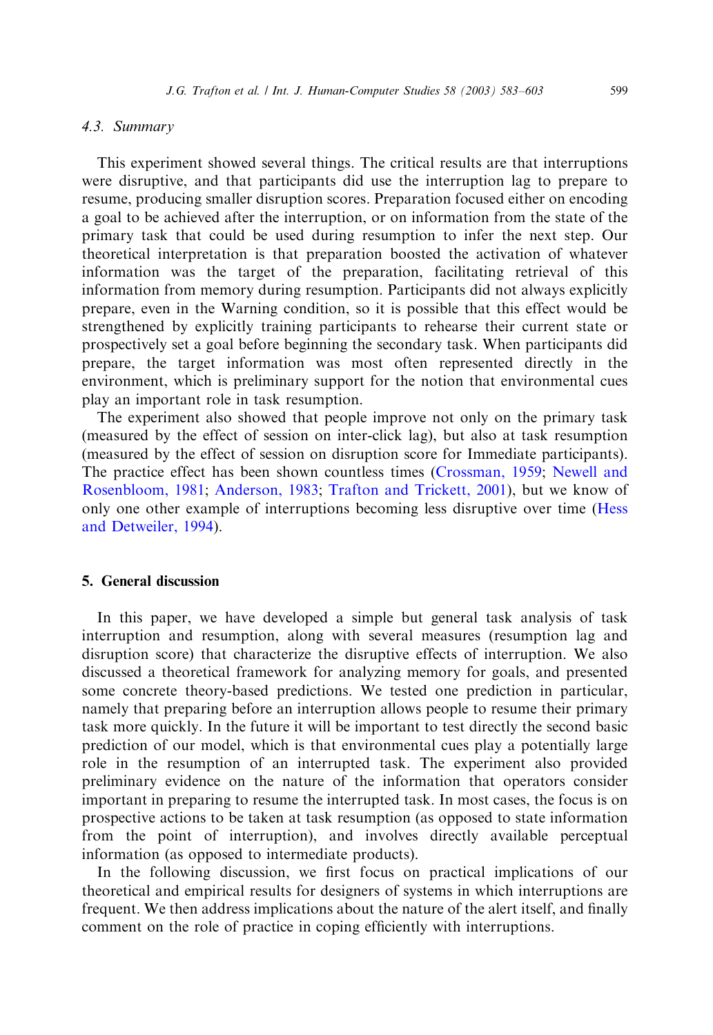### 4.3. Summary

This experiment showed several things. The critical results are that interruptions were disruptive, and that participants did use the interruption lag to prepare to resume, producing smaller disruption scores. Preparation focused either on encoding a goal to be achieved after the interruption, or on information from the state of the primary task that could be used during resumption to infer the next step. Our theoretical interpretation is that preparation boosted the activation of whatever information was the target of the preparation, facilitating retrieval of this information from memory during resumption. Participants did not always explicitly prepare, even in the Warning condition, so it is possible that this effect would be strengthened by explicitly training participants to rehearse their current state or prospectively set a goal before beginning the secondary task. When participants did prepare, the target information was most often represented directly in the environment, which is preliminary support for the notion that environmental cues play an important role in task resumption.

The experiment also showed that people improve not only on the primary task (measured by the effect of session on inter-click lag), but also at task resumption (measured by the effect of session on disruption score for Immediate participants). The practice effect has been shown countless times (Crossman, 1959; Newell and Rosenbloom, 1981; Anderson, 1983; Trafton and Trickett, 2001), but we know of only one other example of interruptions becoming less disruptive over time (Hess and Detweiler, 1994).

## 5. General discussion

In this paper, we have developed a simple but general task analysis of task interruption and resumption, along with several measures (resumption lag and disruption score) that characterize the disruptive effects of interruption. We also discussed a theoretical framework for analyzing memory for goals, and presented some concrete theory-based predictions. We tested one prediction in particular, namely that preparing before an interruption allows people to resume their primary task more quickly. In the future it will be important to test directly the second basic prediction of our model, which is that environmental cues play a potentially large role in the resumption of an interrupted task. The experiment also provided preliminary evidence on the nature of the information that operators consider important in preparing to resume the interrupted task. In most cases, the focus is on prospective actions to be taken at task resumption (as opposed to state information from the point of interruption), and involves directly available perceptual information (as opposed to intermediate products).

In the following discussion, we first focus on practical implications of our theoretical and empirical results for designers of systems in which interruptions are frequent. We then address implications about the nature of the alert itself, and finally comment on the role of practice in coping efficiently with interruptions.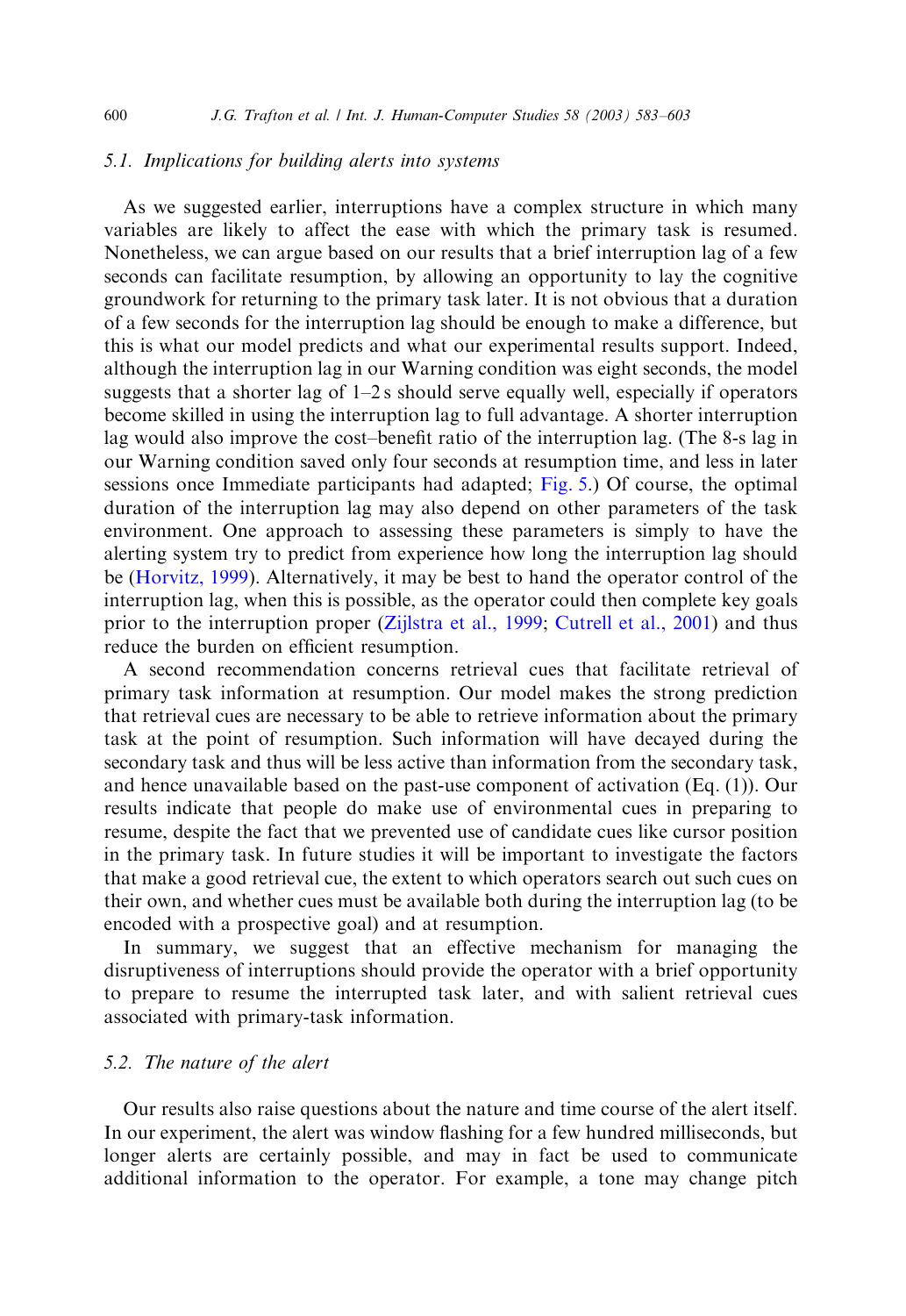### 5.1. *Implications for building alerts into systems*

As we suggested earlier, interruptions have a complex structure in which many variables are likely to affect the ease with which the primary task is resumed. Nonetheless, we can argue based on our results that a brief interruption lag of a few seconds can facilitate resumption, by allowing an opportunity to lay the cognitive groundwork for returning to the primary task later. It is not obvious that a duration of a few seconds for the interruption lag should be enough to make a difference, but this is what our model predicts and what our experimental results support. Indeed, although the interruption lag in our Warning condition was eight seconds, the model suggests that a shorter lag of 1–2 s should serve equally well, especially if operators become skilled in using the interruption lag to full advantage. A shorter interruption lag would also improve the cost–benefit ratio of the interruption lag. (The 8-s lag in our Warning condition saved only four seconds at resumption time, and less in later sessions once Immediate participants had adapted; Fig. 5.) Of course, the optimal duration of the interruption lag may also depend on other parameters of the task environment. One approach to assessing these parameters is simply to have the alerting system try to predict from experience how long the interruption lag should be (Horvitz, 1999). Alternatively, it may be best to hand the operator control of the interruption lag, when this is possible, as the operator could then complete key goals prior to the interruption proper (Zijlstra et al., 1999; Cutrell et al., 2001) and thus reduce the burden on efficient resumption.

A second recommendation concerns retrieval cues that facilitate retrieval of primary task information at resumption. Our model makes the strong prediction that retrieval cues are necessary to be able to retrieve information about the primary task at the point of resumption. Such information will have decayed during the secondary task and thus will be less active than information from the secondary task, and hence unavailable based on the past-use component of activation (Eq. (1)). Our results indicate that people do make use of environmental cues in preparing to resume, despite the fact that we prevented use of candidate cues like cursor position in the primary task. In future studies it will be important to investigate the factors that make a good retrieval cue, the extent to which operators search out such cues on their own, and whether cues must be available both during the interruption lag (to be encoded with a prospective goal) and at resumption.

In summary, we suggest that an effective mechanism for managing the disruptiveness of interruptions should provide the operator with a brief opportunity to prepare to resume the interrupted task later, and with salient retrieval cues associated with primary-task information.

### 5.2. *The nature of the alert*

Our results also raise questions about the nature and time course of the alert itself. In our experiment, the alert was window flashing for a few hundred milliseconds, but longer alerts are certainly possible, and may in fact be used to communicate additional information to the operator. For example, a tone may change pitch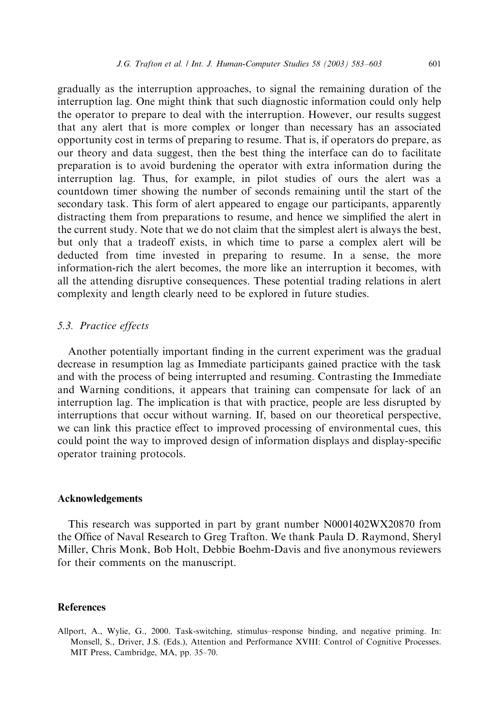gradually as the interruption approaches, to signal the remaining duration of the interruption lag. One might think that such diagnostic information could only help the operator to prepare to deal with the interruption. However, our results suggest that any alert that is more complex or longer than necessary has an associated opportunity cost in terms of preparing to resume. That is, if operators do prepare, as our theory and data suggest, then the best thing the interface can do to facilitate preparation is to avoid burdening the operator with extra information during the interruption lag. Thus, for example, in pilot studies of ours the alert was a countdown timer showing the number of seconds remaining until the start of the secondary task. This form of alert appeared to engage our participants, apparently distracting them from preparations to resume, and hence we simplified the alert in the current study. Note that we do not claim that the simplest alert is always the best, but only that a tradeoff exists, in which time to parse a complex alert will be deducted from time invested in preparing to resume. In a sense, the more information-rich the alert becomes, the more like an interruption it becomes, with all the attending disruptive consequences. These potential trading relations in alert complexity and length clearly need to be explored in future studies.

### 5.3. *Practice effects*

Another potentially important finding in the current experiment was the gradual decrease in resumption lag as Immediate participants gained practice with the task and with the process of being interrupted and resuming. Contrasting the Immediate and Warning conditions, it appears that training can compensate for lack of an interruption lag. The implication is that with practice, people are less disrupted by interruptions that occur without warning. If, based on our theoretical perspective, we can link this practice effect to improved processing of environmental cues, this could point the way to improved design of information displays and display-specific operator training protocols.

## Acknowledgements

This research was supported in part by grant number N0001402WX20870 from the Office of Naval Research to Greg Trafton. We thank Paula D. Raymond, Sheryl Miller, Chris Monk, Bob Holt, Debbie Boehm-Davis and five anonymous reviewers for their comments on the manuscript.

## References

Allport, A., Wylie, G., 2000. Task-switching, stimulus–response binding, and negative priming. In: Monsell, S., Driver, J.S. (Eds.), Attention and Performance XVIII: Control of Cognitive Processes. MIT Press, Cambridge, MA, pp. 35–70.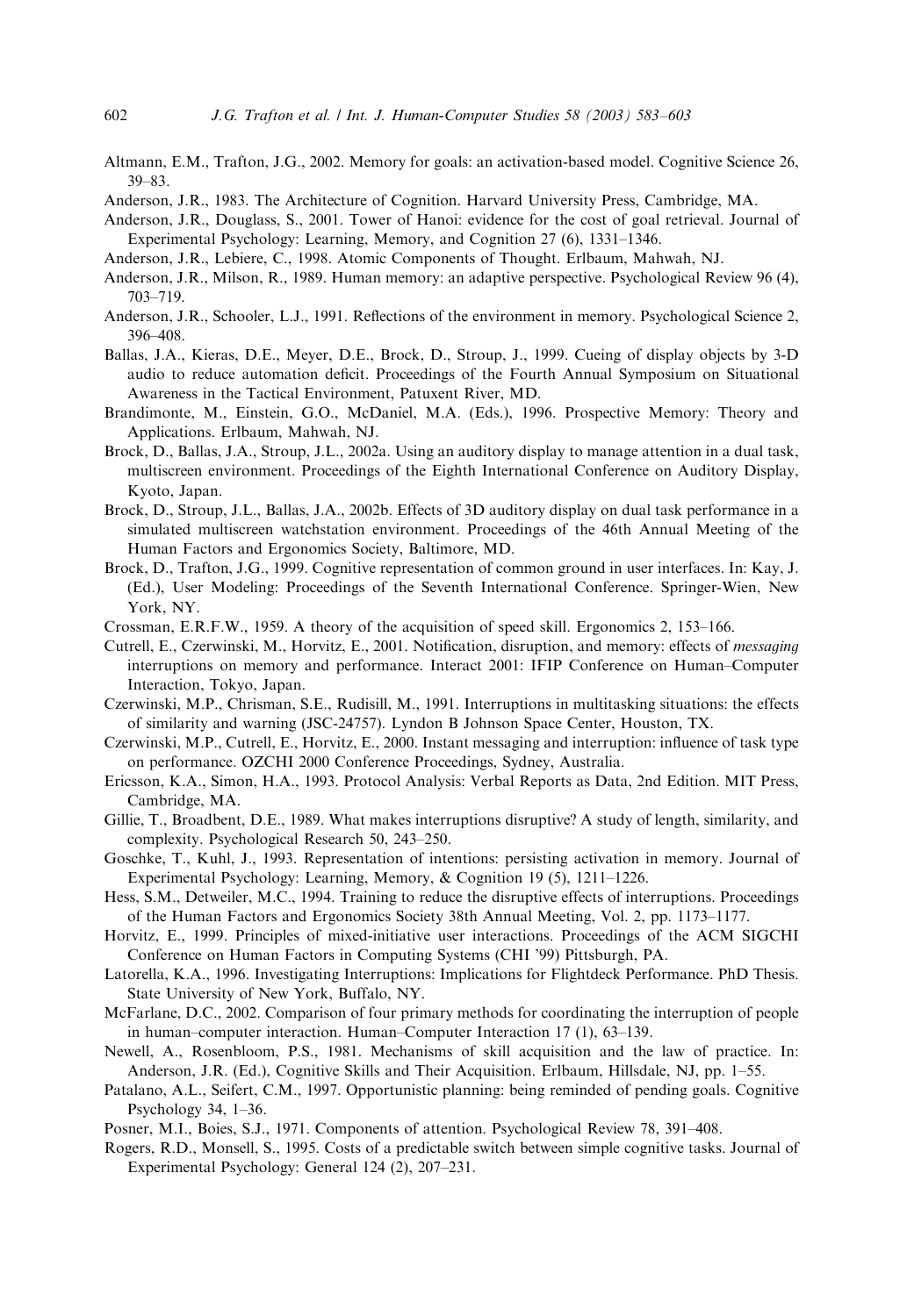Altmann, E.M., Trafton, J.G., 2002. Memory for goals: an activation-based model. Cognitive Science 26, 39–83.

Anderson, J.R., 1983. The Architecture of Cognition. Harvard University Press, Cambridge, MA.

Anderson, J.R., Douglass, S., 2001. Tower of Hanoi: evidence for the cost of goal retrieval. Journal of Experimental Psychology: Learning, Memory, and Cognition 27 (6), 1331–1346.

Anderson, J.R., Lebiere, C., 1998. Atomic Components of Thought. Erlbaum, Mahwah, NJ.

Anderson, J.R., Milson, R., 1989. Human memory: an adaptive perspective. Psychological Review 96 (4), 703–719.

Anderson, J.R., Schooler, L.J., 1991. Reflections of the environment in memory. Psychological Science 2, 396–408.

Ballas, J.A., Kieras, D.E., Meyer, D.E., Brock, D., Stroup, J., 1999. Cueing of display objects by 3-D audio to reduce automation deficit. Proceedings of the Fourth Annual Symposium on Situational Awareness in the Tactical Environment, Patuxent River, MD.

Brandimonte, M., Einstein, G.O., McDaniel, M.A. (Eds.), 1996. Prospective Memory: Theory and Applications. Erlbaum, Mahwah, NJ.

Brock, D., Ballas, J.A., Stroup, J.L., 2002a. Using an auditory display to manage attention in a dual task, multiscreen environment. Proceedings of the Eighth International Conference on Auditory Display, Kyoto, Japan.

Brock, D., Stroup, J.L., Ballas, J.A., 2002b. Effects of 3D auditory display on dual task performance in a simulated multiscreen watchstation environment. Proceedings of the 46th Annual Meeting of the Human Factors and Ergonomics Society, Baltimore, MD.

Brock, D., Trafton, J.G., 1999. Cognitive representation of common ground in user interfaces. In: Kay, J. (Ed.), User Modeling: Proceedings of the Seventh International Conference. Springer-Wien, New York, NY.

Crossman, E.R.F.W., 1959. A theory of the acquisition of speed skill. Ergonomics 2, 153–166.

Cutrell, E., Czerwinski, M., Horvitz, E., 2001. Notification, disruption, and memory: effects of *messaging* interruptions on memory and performance. Interact 2001: IFIP Conference on Human–Computer Interaction, Tokyo, Japan.

Czerwinski, M.P., Chrisman, S.E., Rudisill, M., 1991. Interruptions in multitasking situations: the effects of similarity and warning (JSC-24757). Lyndon B Johnson Space Center, Houston, TX.

Czerwinski, M.P., Cutrell, E., Horvitz, E., 2000. Instant messaging and interruption: influence of task type on performance. OZCHI 2000 Conference Proceedings, Sydney, Australia.

Ericsson, K.A., Simon, H.A., 1993. Protocol Analysis: Verbal Reports as Data, 2nd Edition. MIT Press, Cambridge, MA.

Gillie, T., Broadbent, D.E., 1989. What makes interruptions disruptive? A study of length, similarity, and complexity. Psychological Research 50, 243–250.

Goschke, T., Kuhl, J., 1993. Representation of intentions: persisting activation in memory. Journal of Experimental Psychology: Learning, Memory, & Cognition 19 (5), 1211–1226.

Hess, S.M., Detweiler, M.C., 1994. Training to reduce the disruptive effects of interruptions. Proceedings of the Human Factors and Ergonomics Society 38th Annual Meeting, Vol. 2, pp. 1173–1177.

Horvitz, E., 1999. Principles of mixed-initiative user interactions. Proceedings of the ACM SIGCHI Conference on Human Factors in Computing Systems (CHI '99) Pittsburgh, PA.

Latorella, K.A., 1996. Investigating Interruptions: Implications for Flightdeck Performance. PhD Thesis. State University of New York, Buffalo, NY.

McFarlane, D.C., 2002. Comparison of four primary methods for coordinating the interruption of people in human–computer interaction. Human–Computer Interaction 17 (1), 63–139.

Newell, A., Rosenbloom, P.S., 1981. Mechanisms of skill acquisition and the law of practice. In: Anderson, J.R. (Ed.), Cognitive Skills and Their Acquisition. Erlbaum, Hillsdale, NJ, pp. 1–55.

Patalano, A.L., Seifert, C.M., 1997. Opportunistic planning: being reminded of pending goals. Cognitive Psychology 34, 1–36.

Posner, M.I., Boies, S.J., 1971. Components of attention. Psychological Review 78, 391–408.

Rogers, R.D., Monsell, S., 1995. Costs of a predictable switch between simple cognitive tasks. Journal of Experimental Psychology: General 124 (2), 207–231.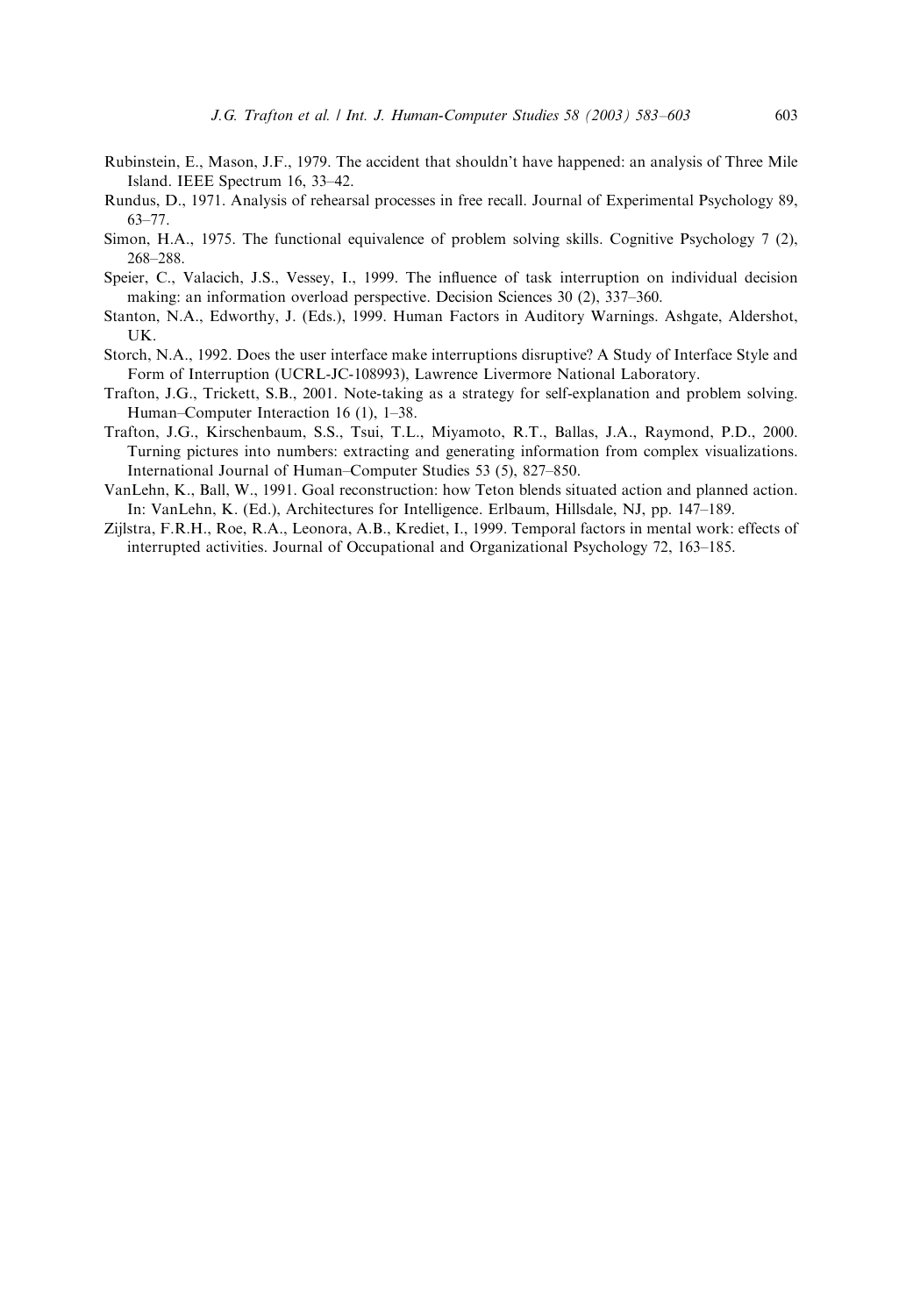Rubinstein, E., Mason, J.F., 1979. The accident that shouldn't have happened: an analysis of Three Mile Island. IEEE Spectrum 16, 33–42.

Rundus, D., 1971. Analysis of rehearsal processes in free recall. Journal of Experimental Psychology 89, 63–77.

Simon, H.A., 1975. The functional equivalence of problem solving skills. Cognitive Psychology 7 (2), 268–288.

Speier, C., Valacich, J.S., Vessey, I., 1999. The influence of task interruption on individual decision making: an information overload perspective. Decision Sciences 30 (2), 337–360.

Stanton, N.A., Edworthy, J. (Eds.), 1999. Human Factors in Auditory Warnings. Ashgate, Aldershot, UK.

Storch, N.A., 1992. Does the user interface make interruptions disruptive? A Study of Interface Style and Form of Interruption (UCRL-JC-108993), Lawrence Livermore National Laboratory.

Trafton, J.G., Trickett, S.B., 2001. Note-taking as a strategy for self-explanation and problem solving. Human–Computer Interaction 16 (1), 1–38.

Trafton, J.G., Kirschenbaum, S.S., Tsui, T.L., Miyamoto, R.T., Ballas, J.A., Raymond, P.D., 2000. Turning pictures into numbers: extracting and generating information from complex visualizations. International Journal of Human–Computer Studies 53 (5), 827–850.

VanLehn, K., Ball, W., 1991. Goal reconstruction: how Teton blends situated action and planned action. In: VanLehn, K. (Ed.), Architectures for Intelligence. Erlbaum, Hillsdale, NJ, pp. 147–189.

Zijlstra, F.R.H., Roe, R.A., Leonora, A.B., Krediet, I., 1999. Temporal factors in mental work: effects of interrupted activities. Journal of Occupational and Organizational Psychology 72, 163–185.